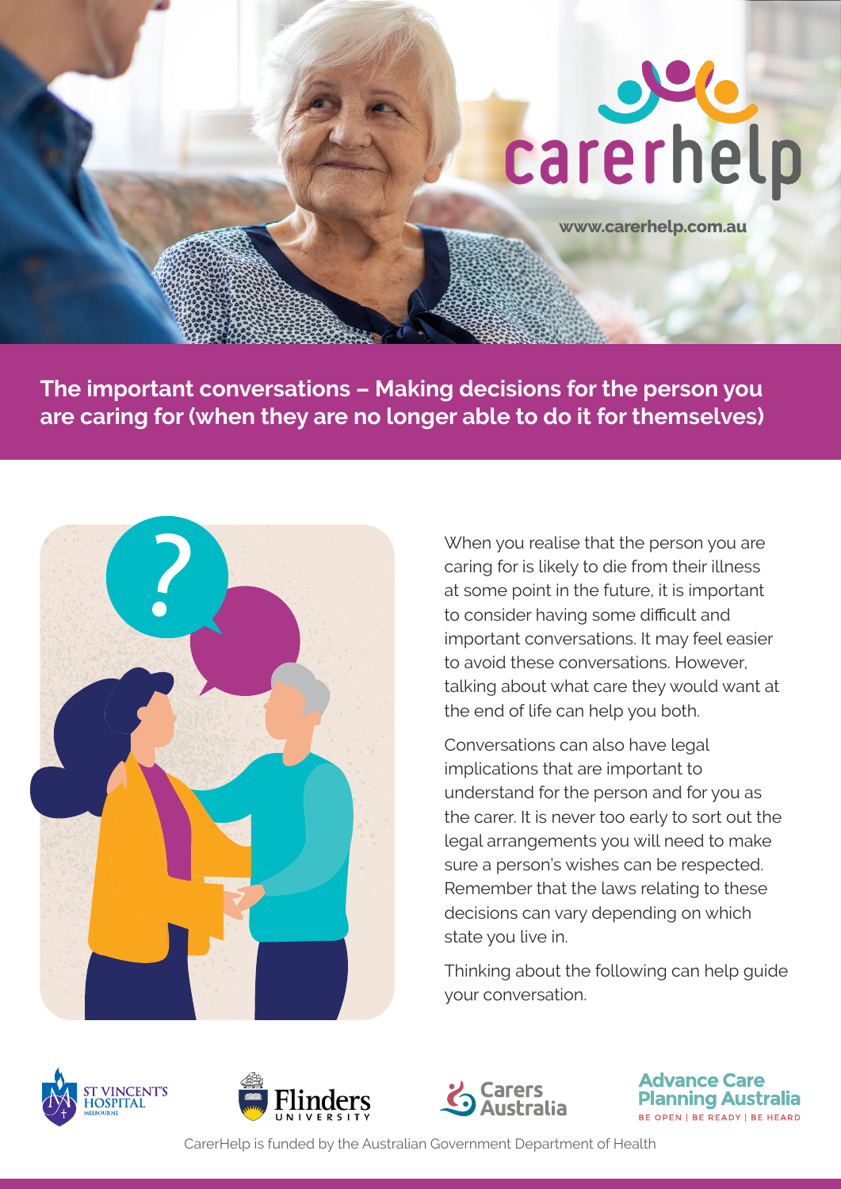carerhelp

www.carerhelp.com.au

# The important conversations – Making decisions for the person you are caring for (when they are no longer able to do it for themselves)

When you realise that the person you are caring for is likely to die from their illness at some point in the future, it is important to consider having some difficult and important conversations. It may feel easier to avoid these conversations. However, talking about what care they would want at the end of life can help you both.

Conversations can also have legal implications that are important to understand for the person and for you as the carer. It is never too early to sort out the legal arrangements you will need to make sure a person's wishes can be respected. Remember that the laws relating to these decisions can vary depending on which state you live in.

Thinking about the following can help guide your conversation.

CarerHelp is funded by the Australian Government Department of Health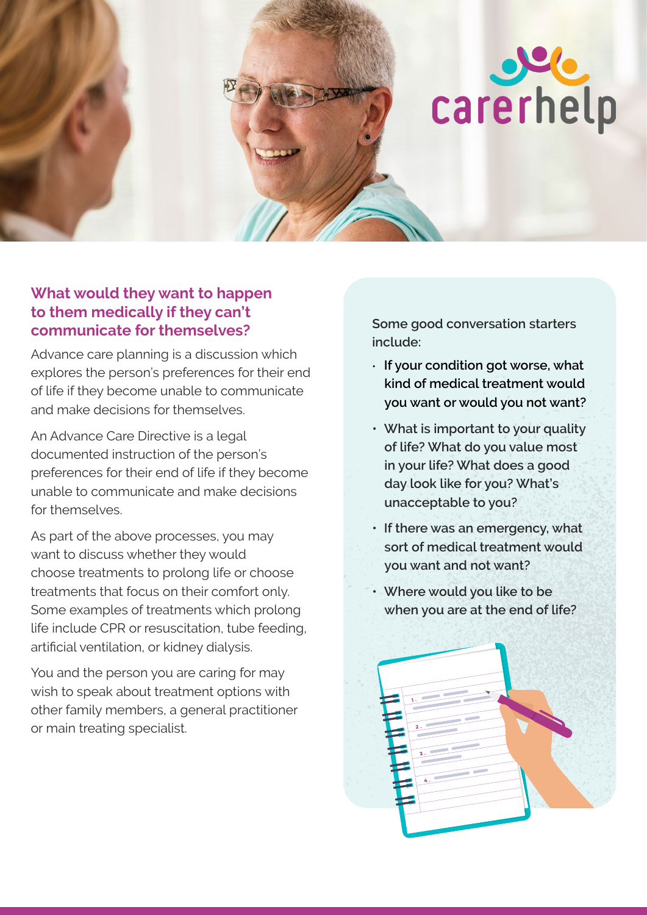## What would they want to happen to them medically if they can't communicate for themselves?

Advance care planning is a discussion which explores the person's preferences for their end of life if they become unable to communicate and make decisions for themselves.

An Advance Care Directive is a legal documented instruction of the person's preferences for their end of life if they become unable to communicate and make decisions for themselves.

As part of the above processes, you may want to discuss whether they would choose treatments to prolong life or choose treatments that focus on their comfort only. Some examples of treatments which prolong life include CPR or resuscitation, tube feeding, artificial ventilation, or kidney dialysis.

You and the person you are caring for may wish to speak about treatment options with other family members, a general practitioner or main treating specialist.

**Some good conversation starters include:**

- **If your condition got worse, what kind of medical treatment would you want or would you not want?**
- **What is important to your quality of life? What do you value most in your life? What does a good day look like for you? What's unacceptable to you?**
- **If there was an emergency, what sort of medical treatment would you want and not want?**
- **Where would you like to be when you are at the end of life?**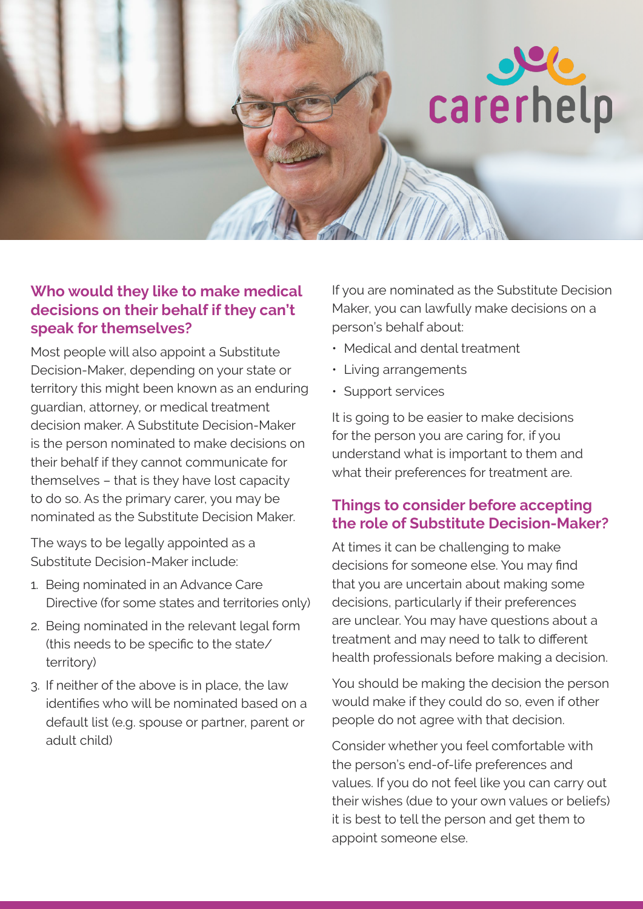## Who would they like to make medical decisions on their behalf if they can't speak for themselves?

Most people will also appoint a Substitute Decision-Maker, depending on your state or territory this might been known as an enduring guardian, attorney, or medical treatment decision maker. A Substitute Decision-Maker is the person nominated to make decisions on their behalf if they cannot communicate for themselves – that is they have lost capacity to do so. As the primary carer, you may be nominated as the Substitute Decision Maker.

The ways to be legally appointed as a Substitute Decision-Maker include:

1. Being nominated in an Advance Care Directive (for some states and territories only)
2. Being nominated in the relevant legal form (this needs to be specific to the state/territory)
3. If neither of the above is in place, the law identifies who will be nominated based on a default list (e.g. spouse or partner, parent or adult child)

If you are nominated as the Substitute Decision Maker, you can lawfully make decisions on a person's behalf about:

- Medical and dental treatment
- Living arrangements
- Support services

It is going to be easier to make decisions for the person you are caring for, if you understand what is important to them and what their preferences for treatment are.

## Things to consider before accepting the role of Substitute Decision-Maker?

At times it can be challenging to make decisions for someone else. You may find that you are uncertain about making some decisions, particularly if their preferences are unclear. You may have questions about a treatment and may need to talk to different health professionals before making a decision.

You should be making the decision the person would make if they could do so, even if other people do not agree with that decision.

Consider whether you feel comfortable with the person's end-of-life preferences and values. If you do not feel like you can carry out their wishes (due to your own values or beliefs) it is best to tell the person and get them to appoint someone else.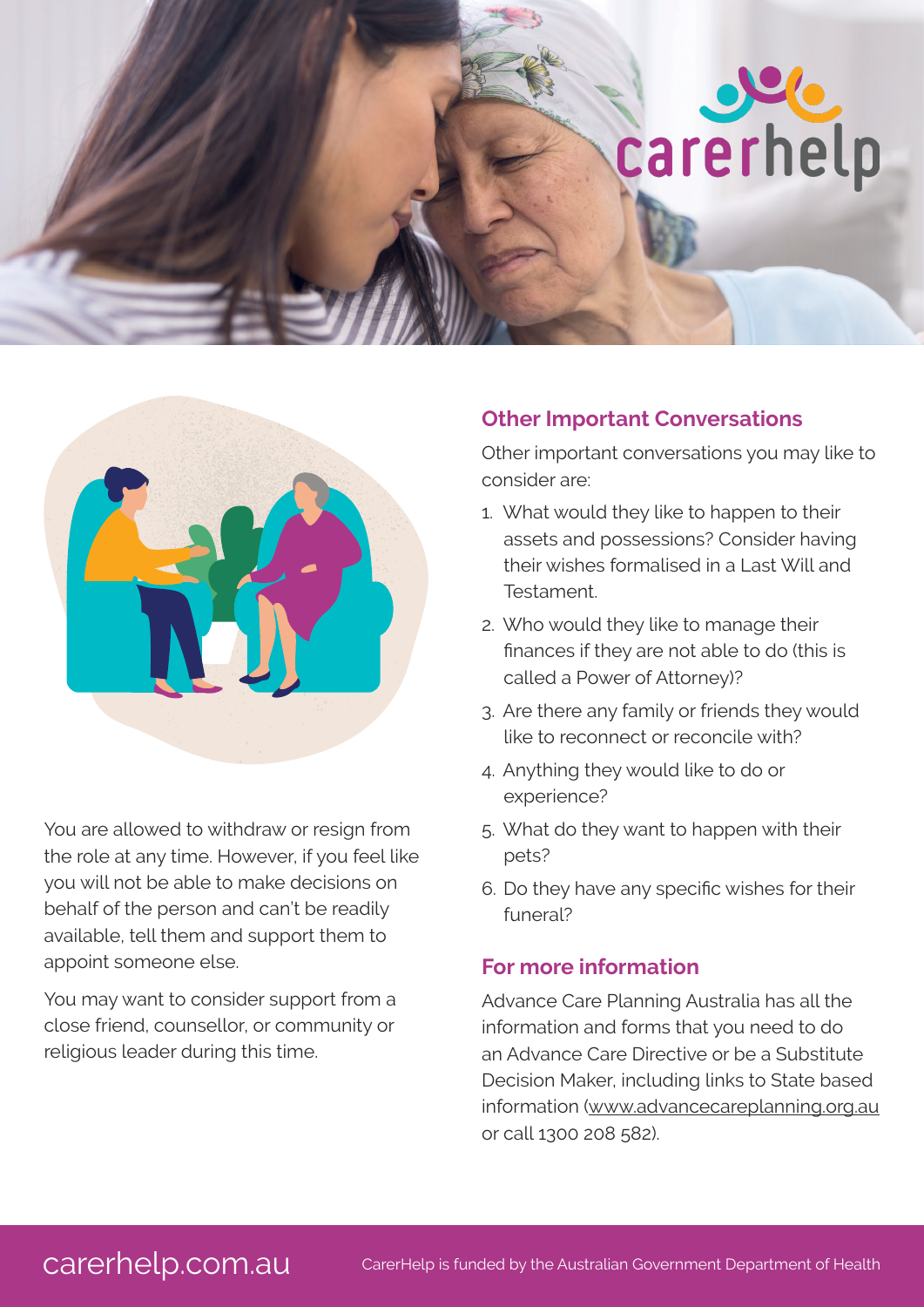You are allowed to withdraw or resign from the role at any time. However, if you feel like you will not be able to make decisions on behalf of the person and can't be readily available, tell them and support them to appoint someone else.

You may want to consider support from a close friend, counsellor, or community or religious leader during this time.

## Other Important Conversations

Other important conversations you may like to consider are:

1. What would they like to happen to their assets and possessions? Consider having their wishes formalised in a Last Will and Testament.
2. Who would they like to manage their finances if they are not able to do (this is called a Power of Attorney)?
3. Are there any family or friends they would like to reconnect or reconcile with?
4. Anything they would like to do or experience?
5. What do they want to happen with their pets?
6. Do they have any specific wishes for their funeral?

## For more information

Advance Care Planning Australia has all the information and forms that you need to do an Advance Care Directive or be a Substitute Decision Maker, including links to State based information (www.advancecareplanning.org.au or call 1300 208 582).

carerhelp.com.au

CarerHelp is funded by the Australian Government Department of Health